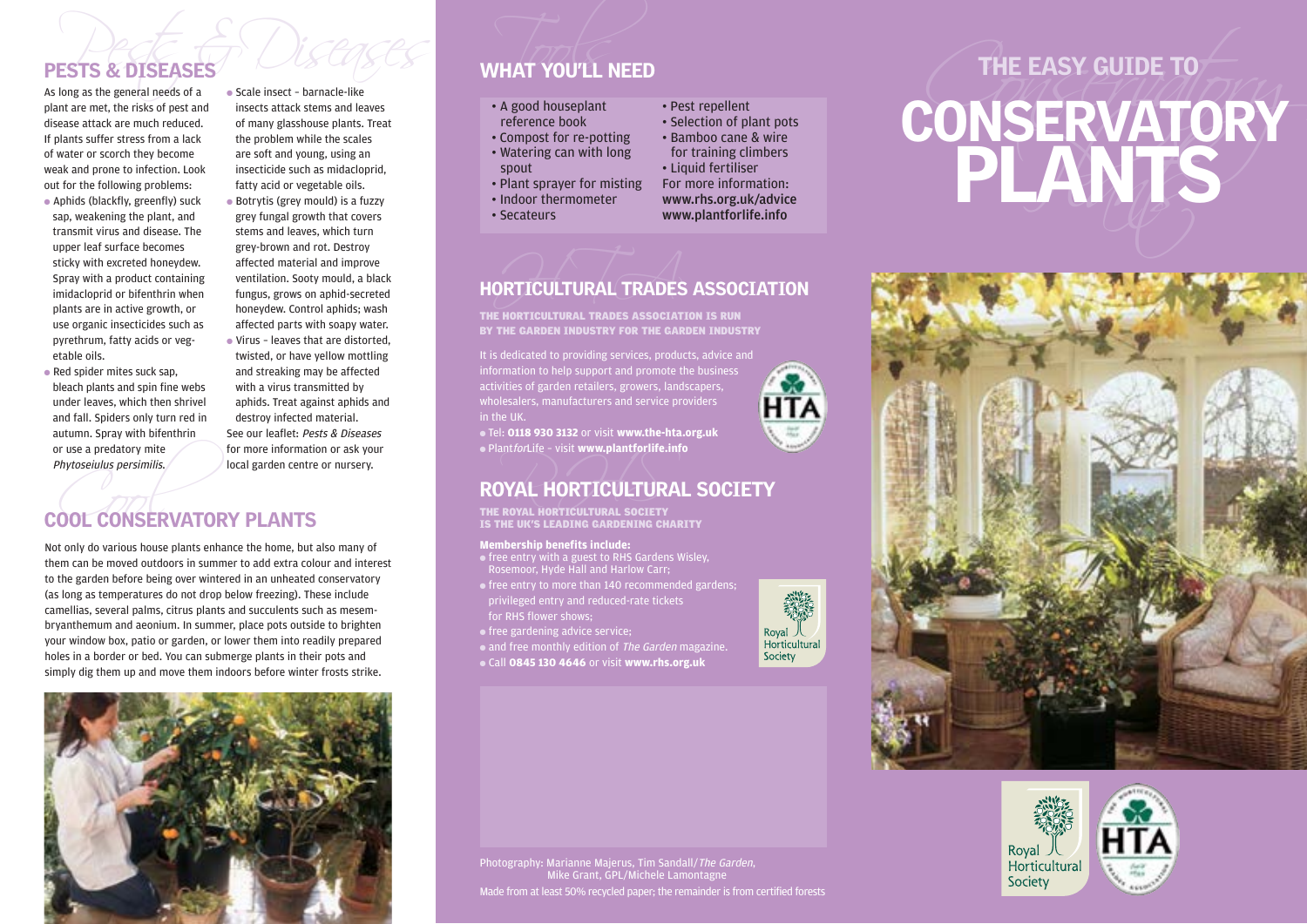## PESTS & DISEASES

As long as the general needs of a plant are met, the risks of pest and disease attack are much reduced. If plants suffer stress from a lack of water or scorch they become weak and prone to infection. Look out for the following problems:

- Aphids (blackfly, greenfly) suck sap, weakening the plant, and transmit virus and disease. The upper leaf surface becomes sticky with excreted honeydew. Spray with a product containing imidacloprid or bifenthrin when plants are in active growth, or use organic insecticides such as pyrethrum, fatty acids or vegetable oils.
- Red spider mites suck sap, bleach plants and spin fine webs under leaves, which then shrivel and fall. Spiders only turn red in autumn. Spray with bifenthrin or use a predatory mite *Phytoseiulus persimilis.*
- Scale insect – barnacle-like insects attack stems and leaves of many glasshouse plants. Treat the problem while the scales are soft and young, using an insecticide such as midacloprid, fatty acid or vegetable oils.
- Botrytis (grey mould) is a fuzzy grey fungal growth that covers stems and leaves, which turn grey-brown and rot. Destroy affected material and improve ventilation. Sooty mould, a black fungus, grows on aphid-secreted honeydew. Control aphids; wash affected parts with soapy water.
- Virus – leaves that are distorted, twisted, or have yellow mottling and streaking may be affected with a virus transmitted by aphids. Treat against aphids and destroy infected material.

See our leaflet: *Pests & Diseases* for more information or ask your local garden centre or nursery.

## COOL CONSERVATORY PLANTS

Not only do various house plants enhance the home, but also many of them can be moved outdoors in summer to add extra colour and interest to the garden before being over wintered in an unheated conservatory (as long as temperatures do not drop below freezing). These include camellias, several palms, citrus plants and succulents such as mesembryanthemum and aeonium. In summer, place pots outside to brighten your window box, patio or garden, or lower them into readily prepared holes in a border or bed. You can submerge plants in their pots and simply dig them up and move them indoors before winter frosts strike.

## WHAT YOU'LL NEED

- A good houseplant reference book
- Compost for re-potting
- Watering can with long spout
- Plant sprayer for misting
- Indoor thermometer
- Secateurs
- Pest repellent
- Selection of plant pots
- Bamboo cane & wire for training climbers
- Liquid fertiliser

For more information:
**www.rhs.org.uk/advice**
**www.plantforlife.info**

## HORTICULTURAL TRADES ASSOCIATION

**THE HORTICULTURAL TRADES ASSOCIATION IS RUN BY THE GARDEN INDUSTRY FOR THE GARDEN INDUSTRY**

It is dedicated to providing services, products, advice and information to help support and promote the business activities of garden retailers, growers, landscapers, wholesalers, manufacturers and service providers in the UK.

- Tel: **0118 930 3132** or visit **www.the-hta.org.uk**
- Plant*for*Life – visit **www.plantforlife.info**

## ROYAL HORTICULTURAL SOCIETY

**THE ROYAL HORTICULTURAL SOCIETY IS THE UK'S LEADING GARDENING CHARITY**

**Membership benefits include:**

- free entry with a guest to RHS Gardens Wisley, Rosemoor, Hyde Hall and Harlow Carr;
- free entry to more than 140 recommended gardens; privileged entry and reduced-rate tickets for RHS flower shows;
- free gardening advice service;
- and free monthly edition of *The Garden* magazine.
- Call **0845 130 4646** or visit **www.rhs.org.uk**

Photography: Marianne Majerus, Tim Sandall/*The Garden*, Mike Grant, GPL/Michele Lamontagne

Made from at least 50% recycled paper; the remainder is from certified forests

# THE EASY GUIDE TO CONSERVATORY PLANTS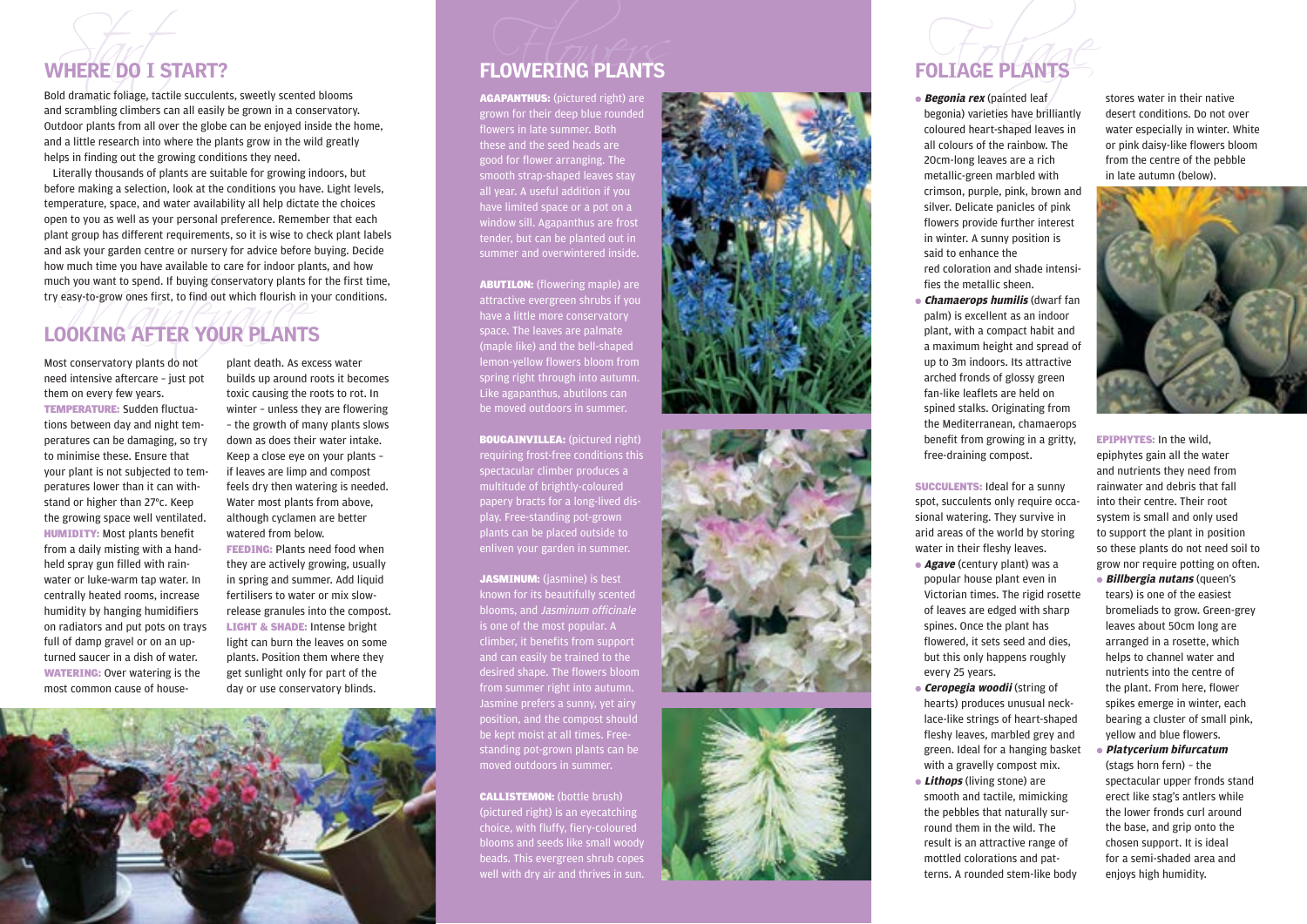## WHERE DO I START?

Bold dramatic foliage, tactile succulents, sweetly scented blooms and scrambling climbers can all easily be grown in a conservatory. Outdoor plants from all over the globe can be enjoyed inside the home, and a little research into where the plants grow in the wild greatly helps in finding out the growing conditions they need.

Literally thousands of plants are suitable for growing indoors, but before making a selection, look at the conditions you have. Light levels, temperature, space, and water availability all help dictate the choices open to you as well as your personal preference. Remember that each plant group has different requirements, so it is wise to check plant labels and ask your garden centre or nursery for advice before buying. Decide how much time you have available to care for indoor plants, and how much you want to spend. If buying conservatory plants for the first time, try easy-to-grow ones first, to find out which flourish in your conditions.

## LOOKING AFTER YOUR PLANTS

Most conservatory plants do not need intensive aftercare – just pot them on every few years.

**TEMPERATURE:** Sudden fluctuations between day and night temperatures can be damaging, so try to minimise these. Ensure that your plant is not subjected to temperatures lower than it can withstand or higher than 27°c. Keep the growing space well ventilated.

**HUMIDITY:** Most plants benefit from a daily misting with a hand-held spray gun filled with rain-water or luke-warm tap water. In centrally heated rooms, increase humidity by hanging humidifiers on radiators and put pots on trays full of damp gravel or on an up-turned saucer in a dish of water.

**WATERING:** Over watering is the most common cause of houseplant death. As excess water builds up around roots it becomes toxic causing the roots to rot. In winter – unless they are flowering – the growth of many plants slows down as does their water intake. Keep a close eye on your plants – if leaves are limp and compost feels dry then watering is needed. Water most plants from above, although cyclamen are better watered from below.

**FEEDING:** Plants need food when they are actively growing, usually in spring and summer. Add liquid fertilisers to water or mix slow-release granules into the compost.

**LIGHT & SHADE:** Intense bright light can burn the leaves on some plants. Position them where they get sunlight only for part of the day or use conservatory blinds.

## FLOWERING PLANTS

**AGAPANTHUS:** (pictured right) are grown for their deep blue rounded flowers in late summer. Both these and the seed heads are good for flower arranging. The smooth strap-shaped leaves stay all year. A useful addition if you have limited space or a pot on a window sill. Agapanthus are frost tender, but can be planted out in summer and overwintered inside.

**ABUTILON:** (flowering maple) are attractive evergreen shrubs if you have a little more conservatory space. The leaves are palmate (maple like) and the bell-shaped lemon-yellow flowers bloom from spring right through into autumn. Like agapanthus, abutilons can be moved outdoors in summer.

**BOUGAINVILLEA:** (pictured right) requiring frost-free conditions this spectacular climber produces a multitude of brightly-coloured papery bracts for a long-lived display. Free-standing pot-grown plants can be placed outside to enliven your garden in summer.

**JASMINUM:** (jasmine) is best known for its beautifully scented blooms, and *Jasminum officinale* is one of the most popular. A climber, it benefits from support and can easily be trained to the desired shape. The flowers bloom from summer right into autumn. Jasmine prefers a sunny, yet airy position, and the compost should be kept moist at all times. Free-standing pot-grown plants can be moved outdoors in summer.

**CALLISTEMON:** (bottle brush) (pictured right) is an eyecatching choice, with fluffy, fiery-coloured blooms and seeds like small woody beads. This evergreen shrub copes well with dry air and thrives in sun.

## FOLIAGE PLANTS

- ***Begonia rex*** (painted leaf begonia) varieties have brilliantly coloured heart-shaped leaves in all colours of the rainbow. The 20cm-long leaves are a rich metallic-green marbled with crimson, purple, pink, brown and silver. Delicate panicles of pink flowers provide further interest in winter. A sunny position is said to enhance the red coloration and shade intensifies the metallic sheen.
- ***Chamaerops humilis*** (dwarf fan palm) is excellent as an indoor plant, with a compact habit and a maximum height and spread of up to 3m indoors. Its attractive arched fronds of glossy green fan-like leaflets are held on spined stalks. Originating from the Mediterranean, chamaerops benefit from growing in a gritty, free-draining compost.

**SUCCULENTS:** Ideal for a sunny spot, succulents only require occasional watering. They survive in arid areas of the world by storing water in their fleshy leaves.

- ***Agave*** (century plant) was a popular house plant even in Victorian times. The rigid rosette of leaves are edged with sharp spines. Once the plant has flowered, it sets seed and dies, but this only happens roughly every 25 years.
- ***Ceropegia woodii*** (string of hearts) produces unusual necklace-like strings of heart-shaped fleshy leaves, marbled grey and green. Ideal for a hanging basket with a gravelly compost mix.
- ***Lithops*** (living stone) are smooth and tactile, mimicking the pebbles that naturally surround them in the wild. The result is an attractive range of mottled colorations and patterns. A rounded stem-like body stores water in their native desert conditions. Do not over water especially in winter. White or pink daisy-like flowers bloom from the centre of the pebble in late autumn (below).

**EPIPHYTES:** In the wild, epiphytes gain all the water and nutrients they need from rainwater and debris that fall into their centre. Their root system is small and only used to support the plant in position so these plants do not need soil to grow nor require potting on often.

- ***Billbergia nutans*** (queen's tears) is one of the easiest bromeliads to grow. Green-grey leaves about 50cm long are arranged in a rosette, which helps to channel water and nutrients into the centre of the plant. From here, flower spikes emerge in winter, each bearing a cluster of small pink, yellow and blue flowers.
- ***Platycerium bifurcatum*** (stags horn fern) – the spectacular upper fronds stand erect like stag's antlers while the lower fronds curl around the base, and grip onto the chosen support. It is ideal for a semi-shaded area and enjoys high humidity.